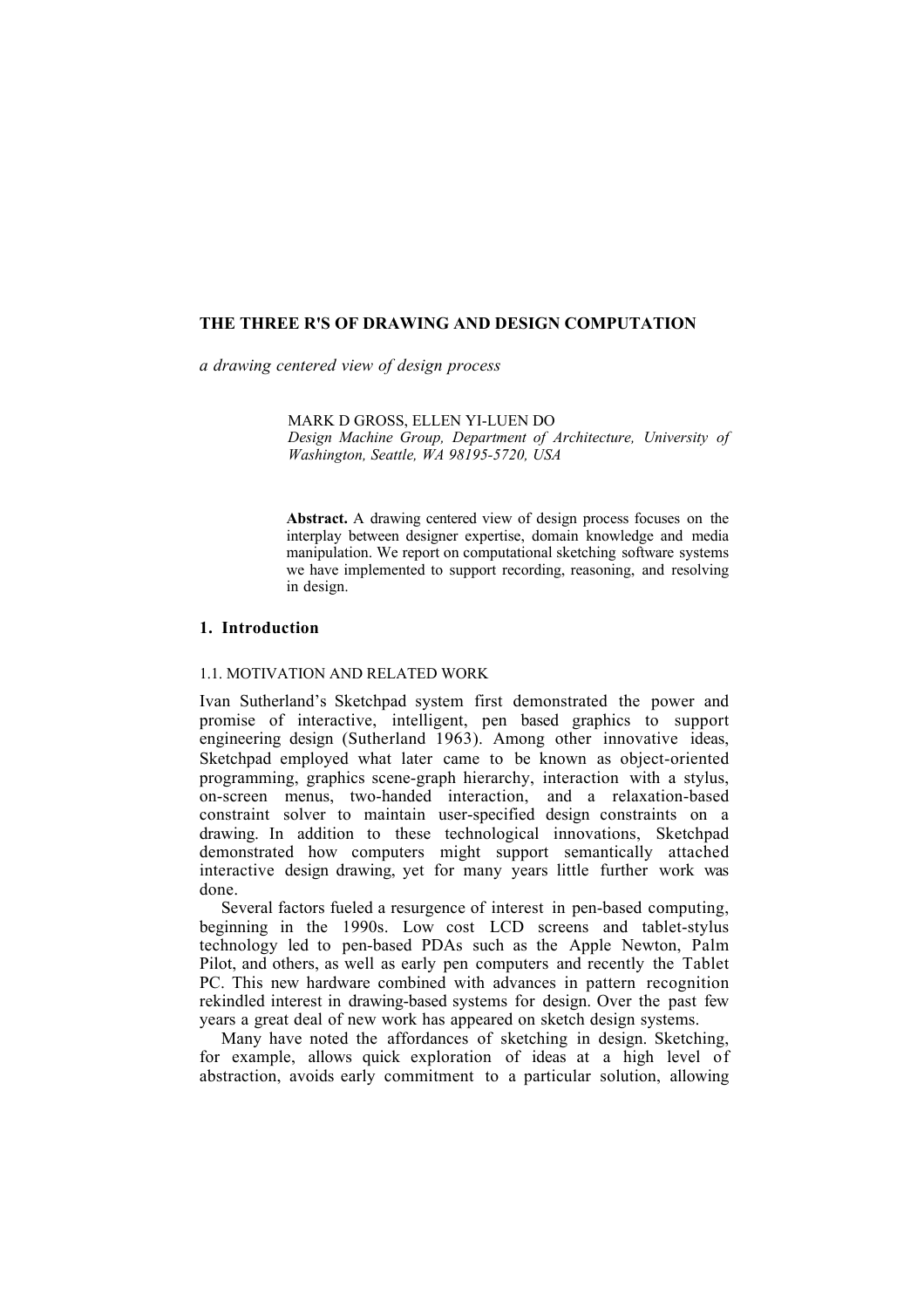# THE THREE R'S OF DRAWING AND DESIGN COMPUTATION

*a drawing centered view of design process*

MARK D GROSS, ELLEN YI-LUEN DO
*Design Machine Group, Department of Architecture, University of Washington, Seattle, WA 98195-5720, USA*

**Abstract.** A drawing centered view of design process focuses on the interplay between designer expertise, domain knowledge and media manipulation. We report on computational sketching software systems we have implemented to support recording, reasoning, and resolving in design.

## 1. Introduction

### 1.1. MOTIVATION AND RELATED WORK

Ivan Sutherland's Sketchpad system first demonstrated the power and promise of interactive, intelligent, pen based graphics to support engineering design (Sutherland 1963). Among other innovative ideas, Sketchpad employed what later came to be known as object-oriented programming, graphics scene-graph hierarchy, interaction with a stylus, on-screen menus, two-handed interaction, and a relaxation-based constraint solver to maintain user-specified design constraints on a drawing. In addition to these technological innovations, Sketchpad demonstrated how computers might support semantically attached interactive design drawing, yet for many years little further work was done.

Several factors fueled a resurgence of interest in pen-based computing, beginning in the 1990s. Low cost LCD screens and tablet-stylus technology led to pen-based PDAs such as the Apple Newton, Palm Pilot, and others, as well as early pen computers and recently the Tablet PC. This new hardware combined with advances in pattern recognition rekindled interest in drawing-based systems for design. Over the past few years a great deal of new work has appeared on sketch design systems.

Many have noted the affordances of sketching in design. Sketching, for example, allows quick exploration of ideas at a high level of abstraction, avoids early commitment to a particular solution, allowing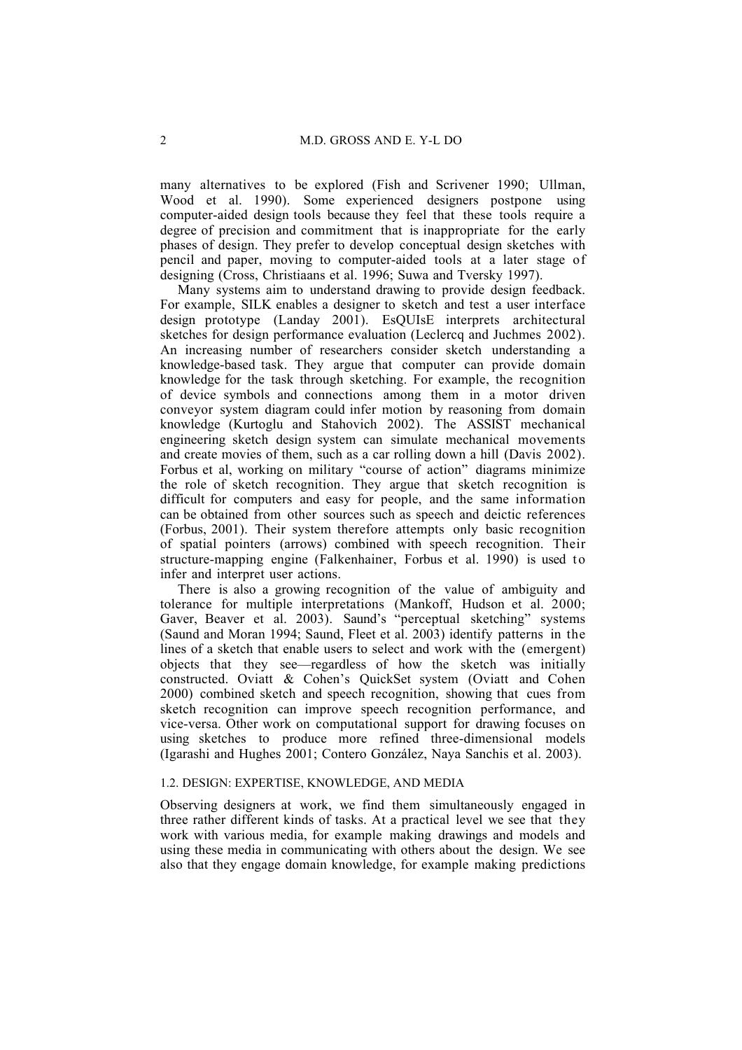many alternatives to be explored (Fish and Scrivener 1990; Ullman, Wood et al. 1990). Some experienced designers postpone using computer-aided design tools because they feel that these tools require a degree of precision and commitment that is inappropriate for the early phases of design. They prefer to develop conceptual design sketches with pencil and paper, moving to computer-aided tools at a later stage of designing (Cross, Christiaans et al. 1996; Suwa and Tversky 1997).

Many systems aim to understand drawing to provide design feedback. For example, SILK enables a designer to sketch and test a user interface design prototype (Landay 2001). EsQUIsE interprets architectural sketches for design performance evaluation (Leclercq and Juchmes 2002). An increasing number of researchers consider sketch understanding a knowledge-based task. They argue that computer can provide domain knowledge for the task through sketching. For example, the recognition of device symbols and connections among them in a motor driven conveyor system diagram could infer motion by reasoning from domain knowledge (Kurtoglu and Stahovich 2002). The ASSIST mechanical engineering sketch design system can simulate mechanical movements and create movies of them, such as a car rolling down a hill (Davis 2002). Forbus et al, working on military "course of action" diagrams minimize the role of sketch recognition. They argue that sketch recognition is difficult for computers and easy for people, and the same information can be obtained from other sources such as speech and deictic references (Forbus, 2001). Their system therefore attempts only basic recognition of spatial pointers (arrows) combined with speech recognition. Their structure-mapping engine (Falkenhainer, Forbus et al. 1990) is used to infer and interpret user actions.

There is also a growing recognition of the value of ambiguity and tolerance for multiple interpretations (Mankoff, Hudson et al. 2000; Gaver, Beaver et al. 2003). Saund's "perceptual sketching" systems (Saund and Moran 1994; Saund, Fleet et al. 2003) identify patterns in the lines of a sketch that enable users to select and work with the (emergent) objects that they see—regardless of how the sketch was initially constructed. Oviatt & Cohen's QuickSet system (Oviatt and Cohen 2000) combined sketch and speech recognition, showing that cues from sketch recognition can improve speech recognition performance, and vice-versa. Other work on computational support for drawing focuses on using sketches to produce more refined three-dimensional models (Igarashi and Hughes 2001; Contero González, Naya Sanchis et al. 2003).

### 1.2. DESIGN: EXPERTISE, KNOWLEDGE, AND MEDIA

Observing designers at work, we find them simultaneously engaged in three rather different kinds of tasks. At a practical level we see that they work with various media, for example making drawings and models and using these media in communicating with others about the design. We see also that they engage domain knowledge, for example making predictions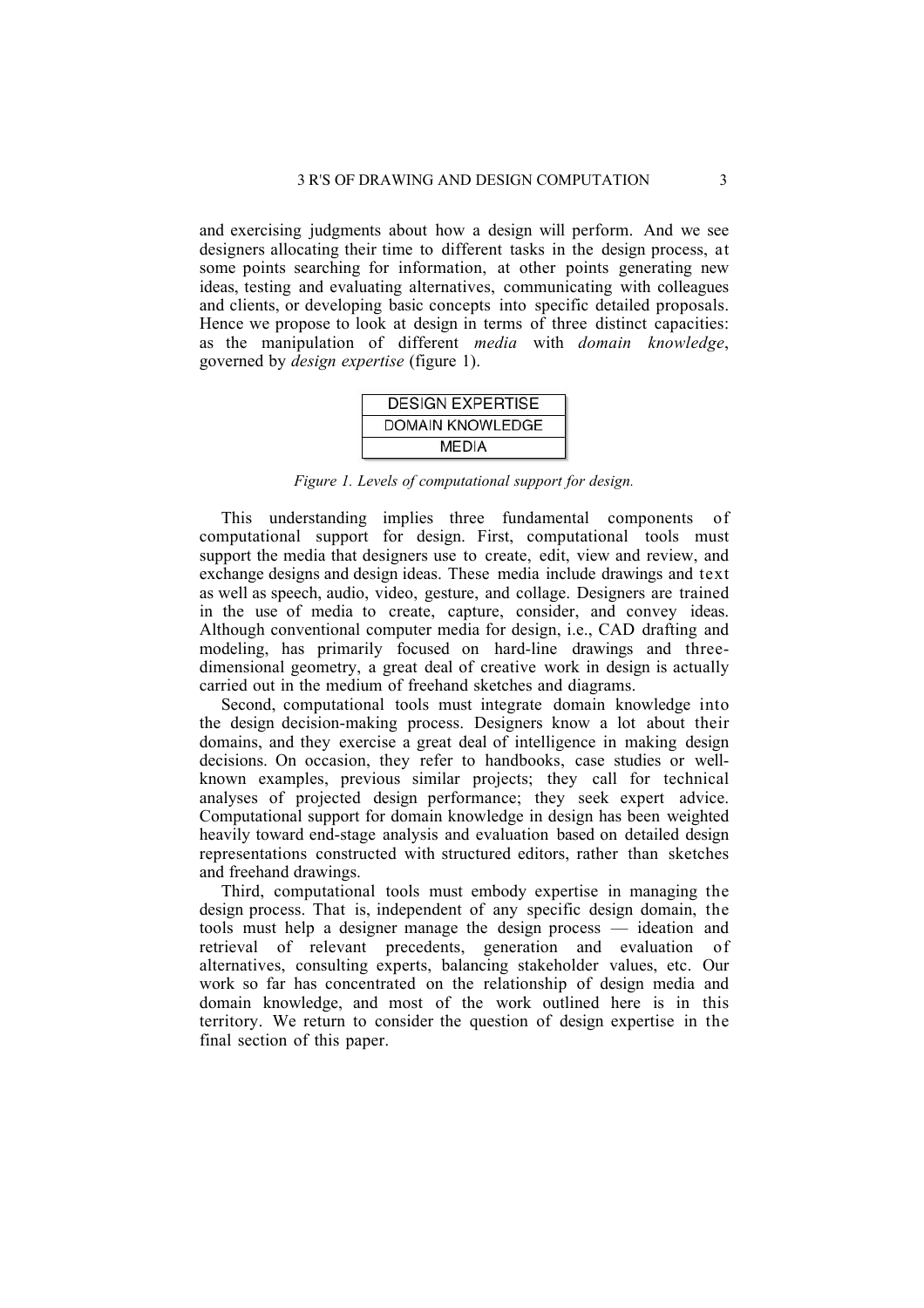and exercising judgments about how a design will perform. And we see designers allocating their time to different tasks in the design process, at some points searching for information, at other points generating new ideas, testing and evaluating alternatives, communicating with colleagues and clients, or developing basic concepts into specific detailed proposals. Hence we propose to look at design in terms of three distinct capacities: as the manipulation of different *media* with *domain knowledge*, governed by *design expertise* (figure 1).

| DESIGN EXPERTISE |
| --- |
| DOMAIN KNOWLEDGE |
| MEDIA |

*Figure 1. Levels of computational support for design.*

This understanding implies three fundamental components of computational support for design. First, computational tools must support the media that designers use to create, edit, view and review, and exchange designs and design ideas. These media include drawings and text as well as speech, audio, video, gesture, and collage. Designers are trained in the use of media to create, capture, consider, and convey ideas. Although conventional computer media for design, i.e., CAD drafting and modeling, has primarily focused on hard-line drawings and three-dimensional geometry, a great deal of creative work in design is actually carried out in the medium of freehand sketches and diagrams.

Second, computational tools must integrate domain knowledge into the design decision-making process. Designers know a lot about their domains, and they exercise a great deal of intelligence in making design decisions. On occasion, they refer to handbooks, case studies or well-known examples, previous similar projects; they call for technical analyses of projected design performance; they seek expert advice. Computational support for domain knowledge in design has been weighted heavily toward end-stage analysis and evaluation based on detailed design representations constructed with structured editors, rather than sketches and freehand drawings.

Third, computational tools must embody expertise in managing the design process. That is, independent of any specific design domain, the tools must help a designer manage the design process — ideation and retrieval of relevant precedents, generation and evaluation of alternatives, consulting experts, balancing stakeholder values, etc. Our work so far has concentrated on the relationship of design media and domain knowledge, and most of the work outlined here is in this territory. We return to consider the question of design expertise in the final section of this paper.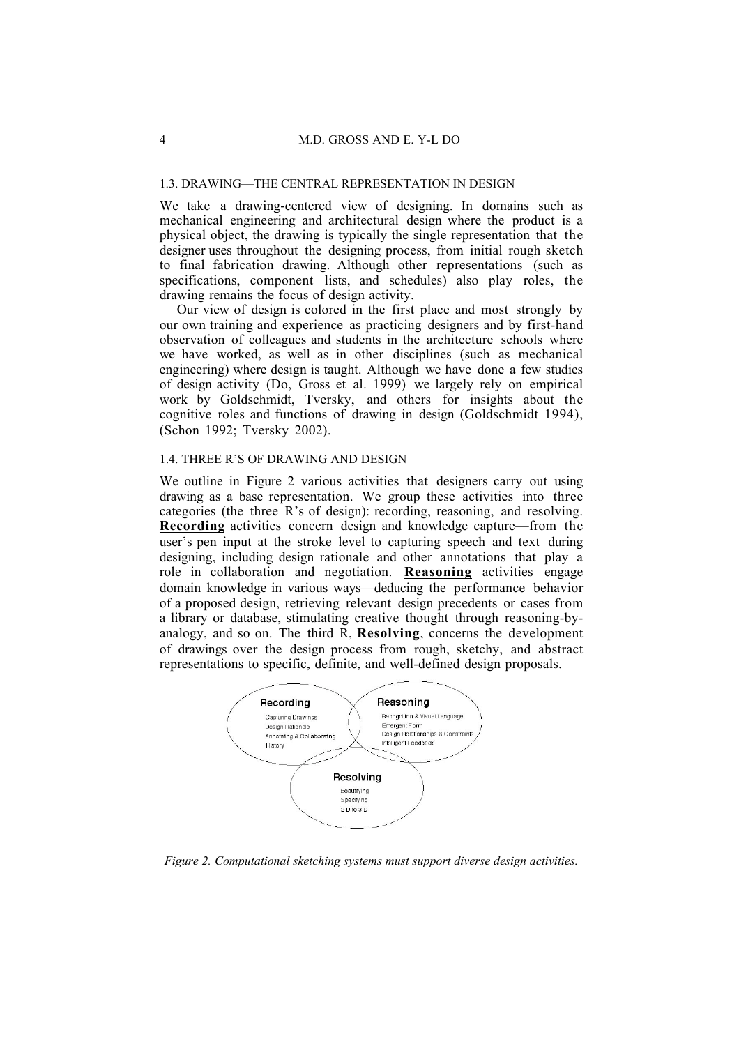### 1.3. DRAWING—THE CENTRAL REPRESENTATION IN DESIGN

We take a drawing-centered view of designing. In domains such as mechanical engineering and architectural design where the product is a physical object, the drawing is typically the single representation that the designer uses throughout the designing process, from initial rough sketch to final fabrication drawing. Although other representations (such as specifications, component lists, and schedules) also play roles, the drawing remains the focus of design activity.

Our view of design is colored in the first place and most strongly by our own training and experience as practicing designers and by first-hand observation of colleagues and students in the architecture schools where we have worked, as well as in other disciplines (such as mechanical engineering) where design is taught. Although we have done a few studies of design activity (Do, Gross et al. 1999) we largely rely on empirical work by Goldschmidt, Tversky, and others for insights about the cognitive roles and functions of drawing in design (Goldschmidt 1994), (Schon 1992; Tversky 2002).

### 1.4. THREE R'S OF DRAWING AND DESIGN

We outline in Figure 2 various activities that designers carry out using drawing as a base representation. We group these activities into three categories (the three R's of design): recording, reasoning, and resolving. **Recording** activities concern design and knowledge capture—from the user's pen input at the stroke level to capturing speech and text during designing, including design rationale and other annotations that play a role in collaboration and negotiation. **Reasoning** activities engage domain knowledge in various ways—deducing the performance behavior of a proposed design, retrieving relevant design precedents or cases from a library or database, stimulating creative thought through reasoning-by-analogy, and so on. The third R, **Resolving**, concerns the development of drawings over the design process from rough, sketchy, and abstract representations to specific, definite, and well-defined design proposals.

**Recording**
- Capturing Drawings
- Design Rationale
- Annotating & Collaborating
- History

**Reasoning**
- Recognition & Visual Language
- Emergent Form
- Design Relationships & Constraints
- Intelligent Feedback

**Resolving**
- Beautifying
- Specifying
- 2-D to 3-D

*Figure 2. Computational sketching systems must support diverse design activities.*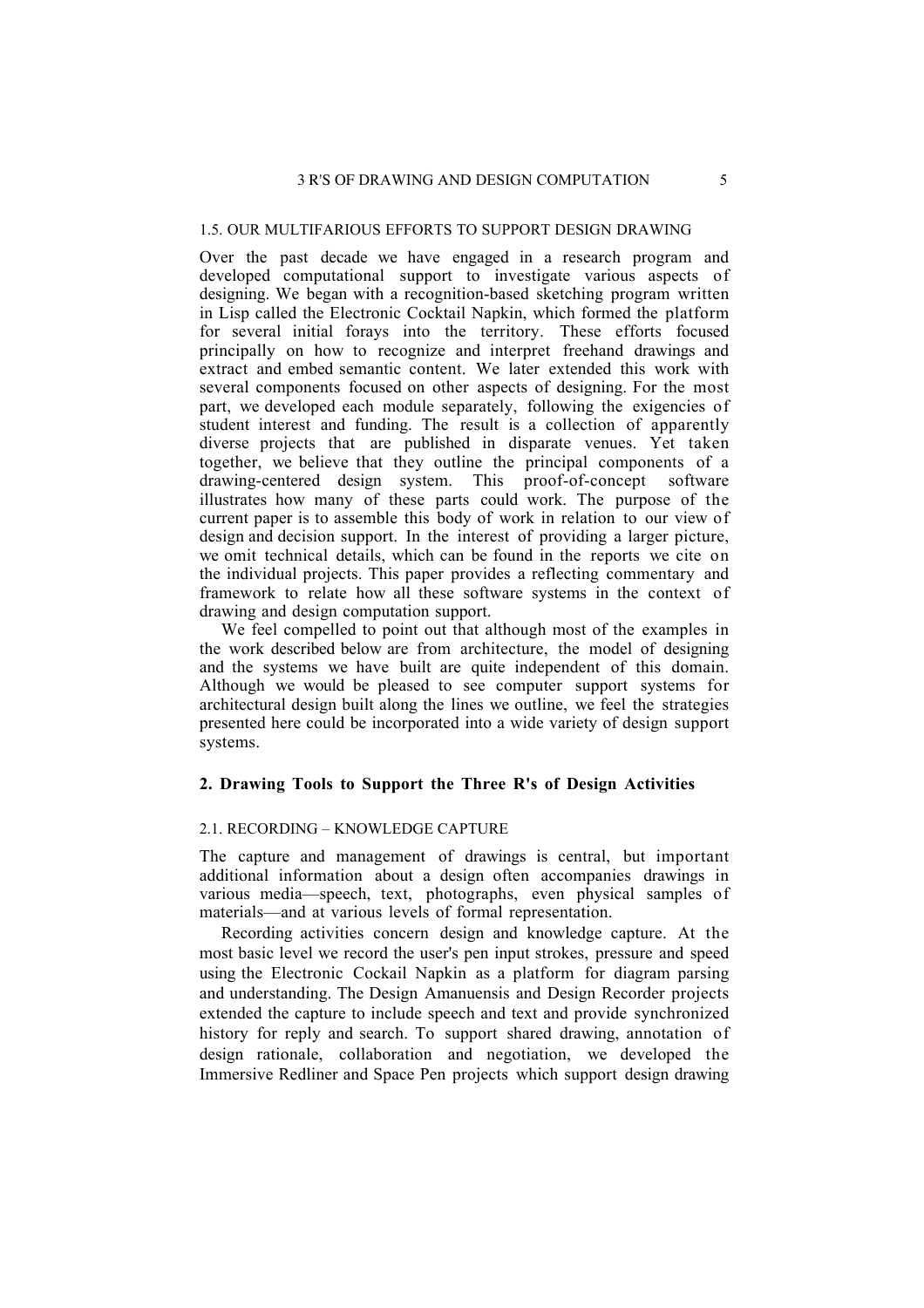### 1.5. OUR MULTIFARIOUS EFFORTS TO SUPPORT DESIGN DRAWING

Over the past decade we have engaged in a research program and developed computational support to investigate various aspects of designing. We began with a recognition-based sketching program written in Lisp called the Electronic Cocktail Napkin, which formed the platform for several initial forays into the territory. These efforts focused principally on how to recognize and interpret freehand drawings and extract and embed semantic content. We later extended this work with several components focused on other aspects of designing. For the most part, we developed each module separately, following the exigencies of student interest and funding. The result is a collection of apparently diverse projects that are published in disparate venues. Yet taken together, we believe that they outline the principal components of a drawing-centered design system. This proof-of-concept software illustrates how many of these parts could work. The purpose of the current paper is to assemble this body of work in relation to our view of design and decision support. In the interest of providing a larger picture, we omit technical details, which can be found in the reports we cite on the individual projects. This paper provides a reflecting commentary and framework to relate how all these software systems in the context of drawing and design computation support.

We feel compelled to point out that although most of the examples in the work described below are from architecture, the model of designing and the systems we have built are quite independent of this domain. Although we would be pleased to see computer support systems for architectural design built along the lines we outline, we feel the strategies presented here could be incorporated into a wide variety of design support systems.

## 2. Drawing Tools to Support the Three R's of Design Activities

### 2.1. RECORDING – KNOWLEDGE CAPTURE

The capture and management of drawings is central, but important additional information about a design often accompanies drawings in various media—speech, text, photographs, even physical samples of materials—and at various levels of formal representation.

Recording activities concern design and knowledge capture. At the most basic level we record the user's pen input strokes, pressure and speed using the Electronic Cockail Napkin as a platform for diagram parsing and understanding. The Design Amanuensis and Design Recorder projects extended the capture to include speech and text and provide synchronized history for reply and search. To support shared drawing, annotation of design rationale, collaboration and negotiation, we developed the Immersive Redliner and Space Pen projects which support design drawing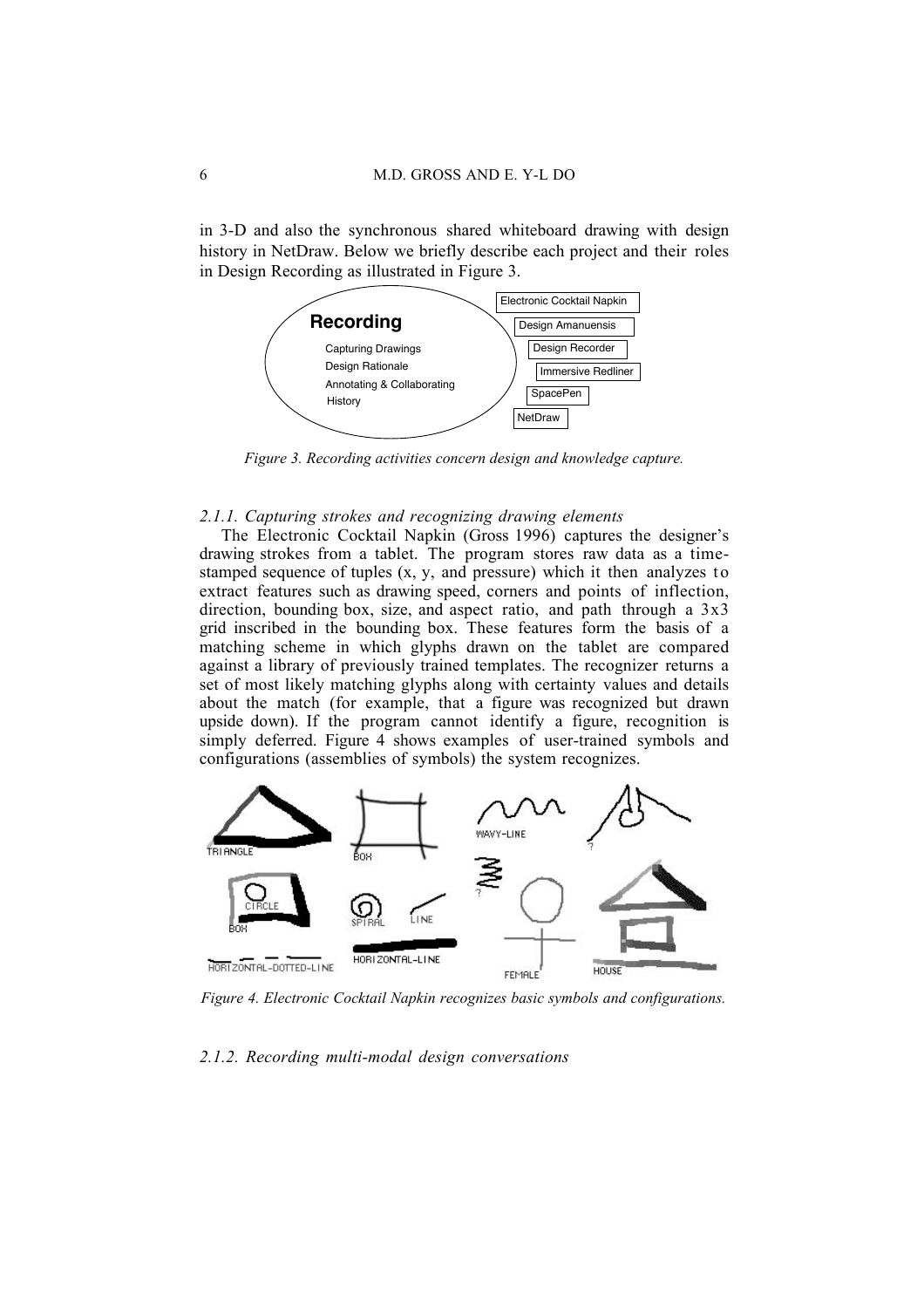in 3-D and also the synchronous shared whiteboard drawing with design history in NetDraw. Below we briefly describe each project and their roles in Design Recording as illustrated in Figure 3.

*Figure 3. Recording activities concern design and knowledge capture.*

### *2.1.1. Capturing strokes and recognizing drawing elements*

The Electronic Cocktail Napkin (Gross 1996) captures the designer's drawing strokes from a tablet. The program stores raw data as a time-stamped sequence of tuples (x, y, and pressure) which it then analyzes to extract features such as drawing speed, corners and points of inflection, direction, bounding box, size, and aspect ratio, and path through a 3x3 grid inscribed in the bounding box. These features form the basis of a matching scheme in which glyphs drawn on the tablet are compared against a library of previously trained templates. The recognizer returns a set of most likely matching glyphs along with certainty values and details about the match (for example, that a figure was recognized but drawn upside down). If the program cannot identify a figure, recognition is simply deferred. Figure 4 shows examples of user-trained symbols and configurations (assemblies of symbols) the system recognizes.

*Figure 4. Electronic Cocktail Napkin recognizes basic symbols and configurations.*

### *2.1.2. Recording multi-modal design conversations*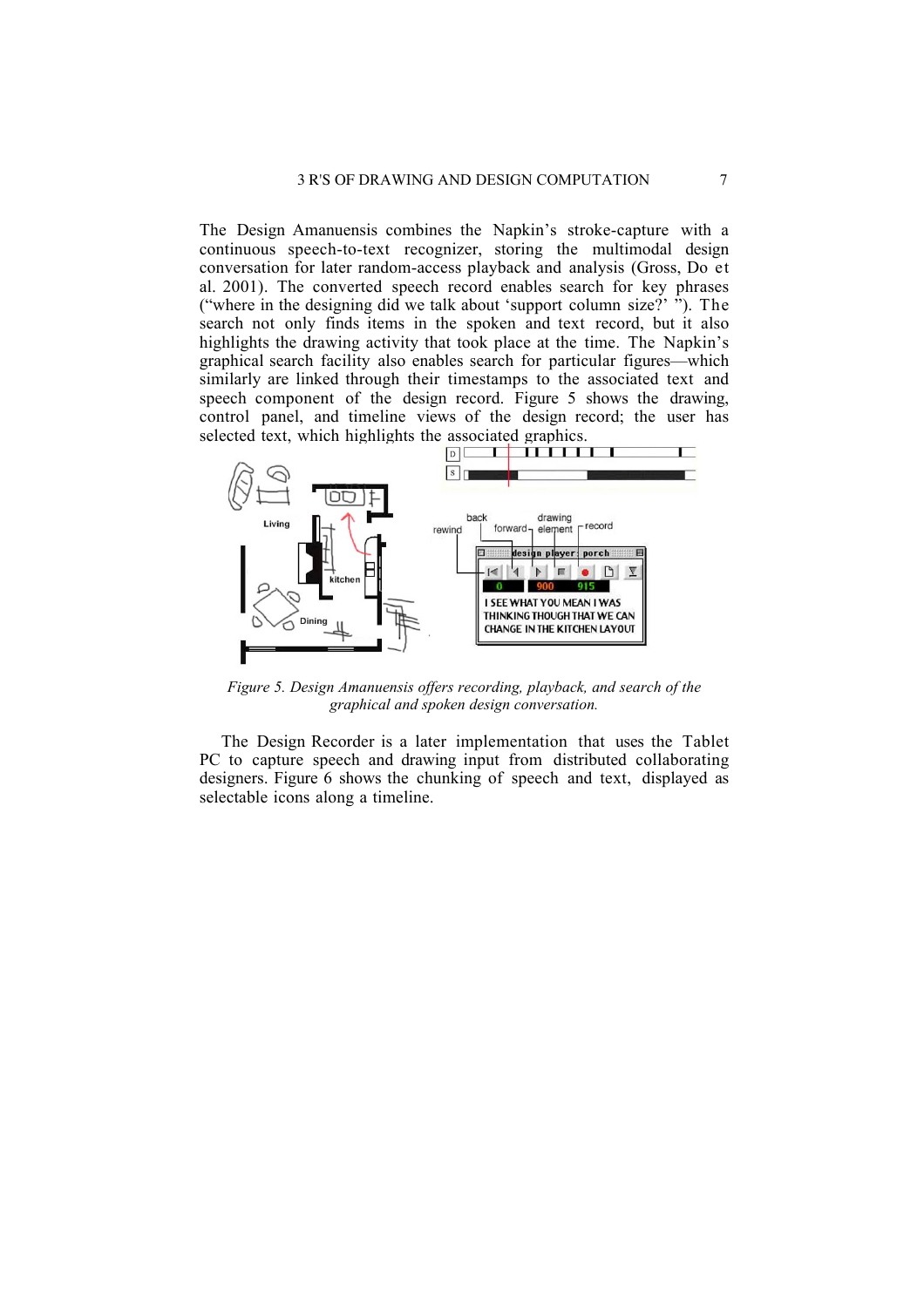The Design Amanuensis combines the Napkin's stroke-capture with a continuous speech-to-text recognizer, storing the multimodal design conversation for later random-access playback and analysis (Gross, Do et al. 2001). The converted speech record enables search for key phrases ("where in the designing did we talk about 'support column size?' "). The search not only finds items in the spoken and text record, but it also highlights the drawing activity that took place at the time. The Napkin's graphical search facility also enables search for particular figures—which similarly are linked through their timestamps to the associated text and speech component of the design record. Figure 5 shows the drawing, control panel, and timeline views of the design record; the user has selected text, which highlights the associated graphics.

*Figure 5. Design Amanuensis offers recording, playback, and search of the graphical and spoken design conversation.*

The Design Recorder is a later implementation that uses the Tablet PC to capture speech and drawing input from distributed collaborating designers. Figure 6 shows the chunking of speech and text, displayed as selectable icons along a timeline.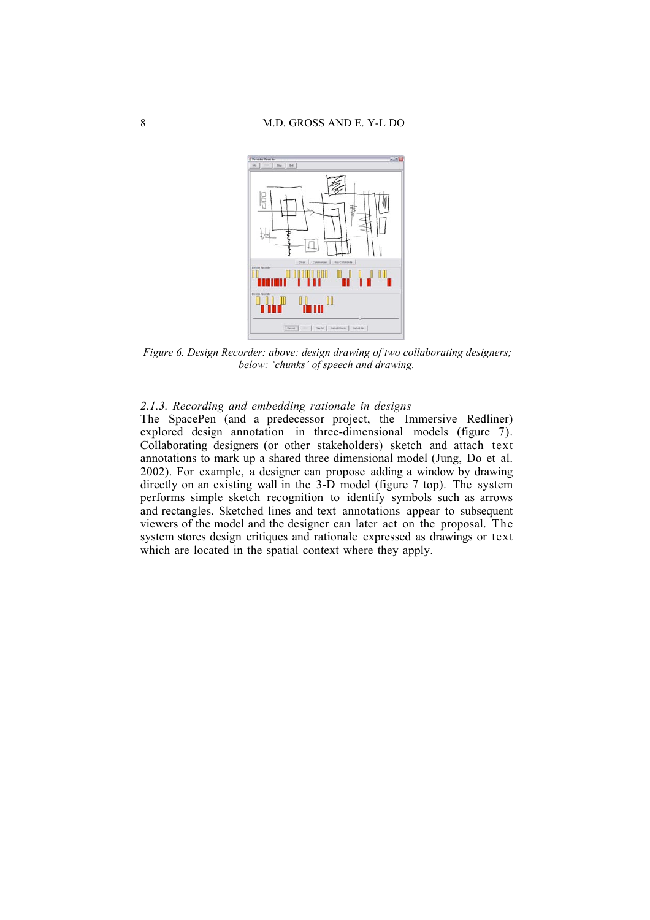*Figure 6. Design Recorder: above: design drawing of two collaborating designers; below: 'chunks' of speech and drawing.*

### 2.1.3. Recording and embedding rationale in designs

The SpacePen (and a predecessor project, the Immersive Redliner) explored design annotation in three-dimensional models (figure 7). Collaborating designers (or other stakeholders) sketch and attach text annotations to mark up a shared three dimensional model (Jung, Do et al. 2002). For example, a designer can propose adding a window by drawing directly on an existing wall in the 3-D model (figure 7 top). The system performs simple sketch recognition to identify symbols such as arrows and rectangles. Sketched lines and text annotations appear to subsequent viewers of the model and the designer can later act on the proposal. The system stores design critiques and rationale expressed as drawings or text which are located in the spatial context where they apply.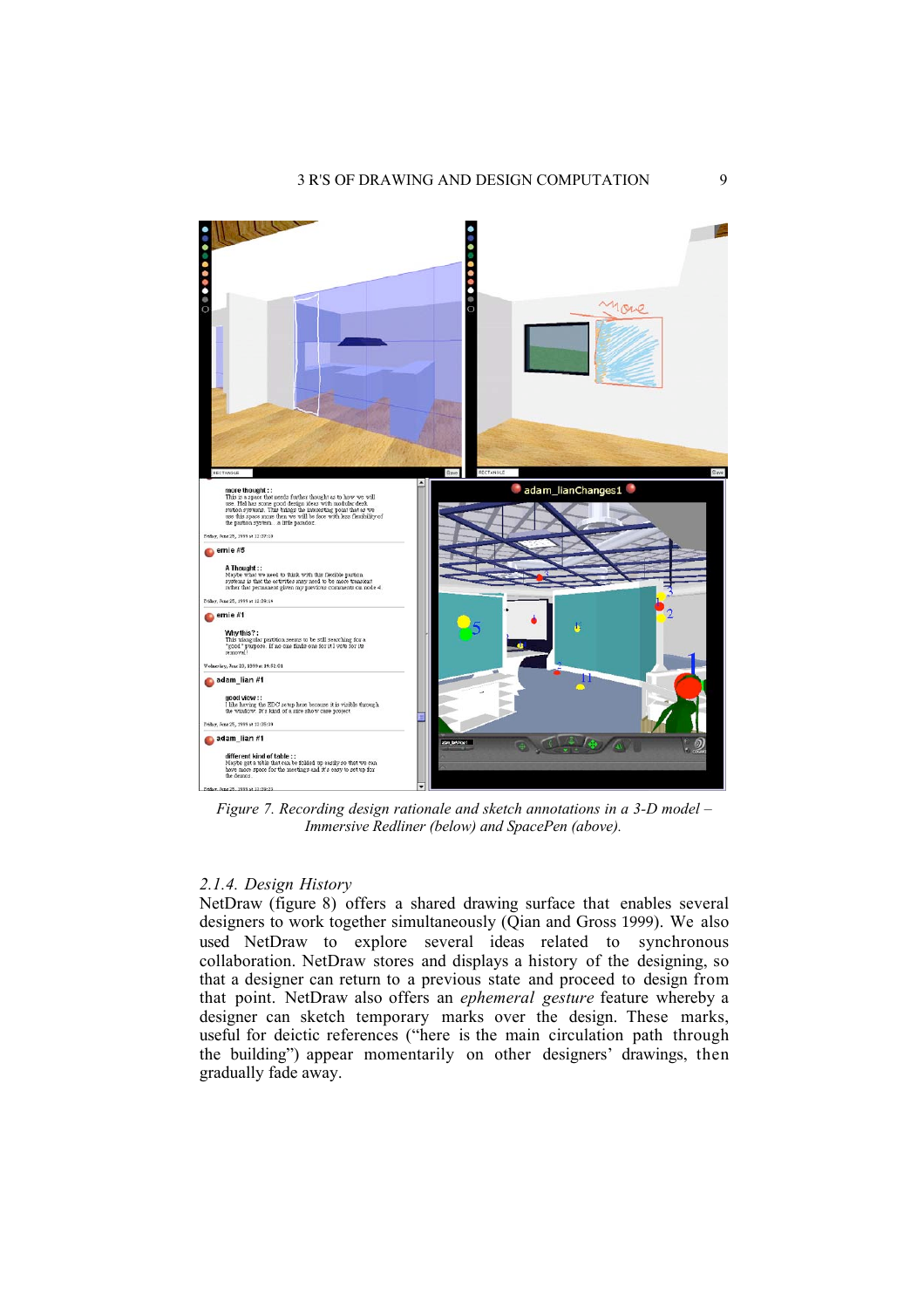*Figure 7. Recording design rationale and sketch annotations in a 3-D model – Immersive Redliner (below) and SpacePen (above).*

### *2.1.4. Design History*

NetDraw (figure 8) offers a shared drawing surface that enables several designers to work together simultaneously (Qian and Gross 1999). We also used NetDraw to explore several ideas related to synchronous collaboration. NetDraw stores and displays a history of the designing, so that a designer can return to a previous state and proceed to design from that point. NetDraw also offers an *ephemeral gesture* feature whereby a designer can sketch temporary marks over the design. These marks, useful for deictic references ("here is the main circulation path through the building") appear momentarily on other designers' drawings, then gradually fade away.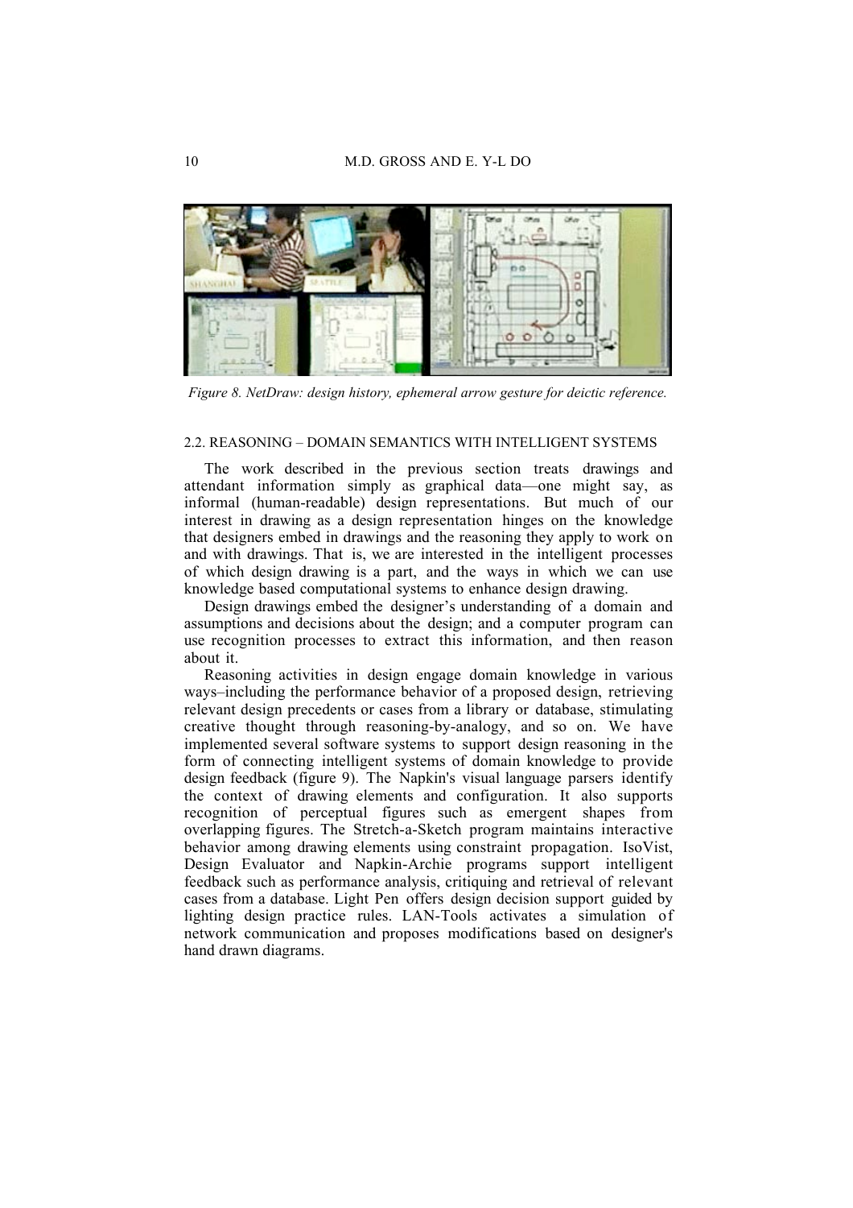*Figure 8. NetDraw: design history, ephemeral arrow gesture for deictic reference.*

### 2.2. REASONING – DOMAIN SEMANTICS WITH INTELLIGENT SYSTEMS

The work described in the previous section treats drawings and attendant information simply as graphical data—one might say, as informal (human-readable) design representations. But much of our interest in drawing as a design representation hinges on the knowledge that designers embed in drawings and the reasoning they apply to work on and with drawings. That is, we are interested in the intelligent processes of which design drawing is a part, and the ways in which we can use knowledge based computational systems to enhance design drawing.

Design drawings embed the designer's understanding of a domain and assumptions and decisions about the design; and a computer program can use recognition processes to extract this information, and then reason about it.

Reasoning activities in design engage domain knowledge in various ways–including the performance behavior of a proposed design, retrieving relevant design precedents or cases from a library or database, stimulating creative thought through reasoning-by-analogy, and so on. We have implemented several software systems to support design reasoning in the form of connecting intelligent systems of domain knowledge to provide design feedback (figure 9). The Napkin's visual language parsers identify the context of drawing elements and configuration. It also supports recognition of perceptual figures such as emergent shapes from overlapping figures. The Stretch-a-Sketch program maintains interactive behavior among drawing elements using constraint propagation. IsoVist, Design Evaluator and Napkin-Archie programs support intelligent feedback such as performance analysis, critiquing and retrieval of relevant cases from a database. Light Pen offers design decision support guided by lighting design practice rules. LAN-Tools activates a simulation of network communication and proposes modifications based on designer's hand drawn diagrams.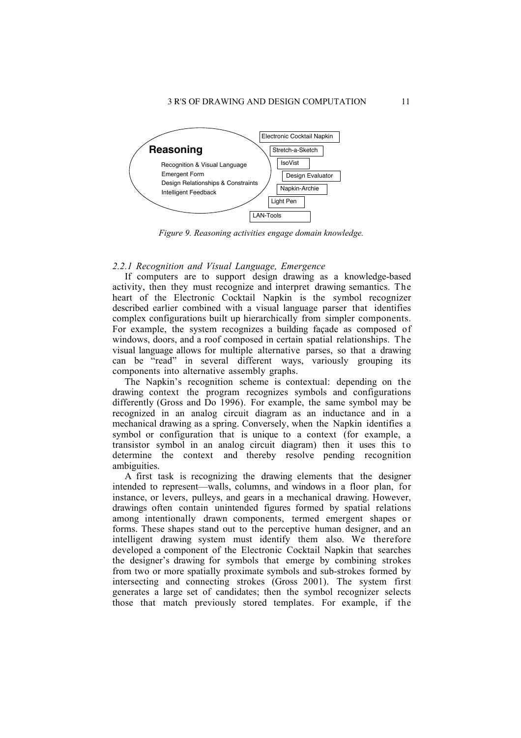Reasoning

Recognition & Visual Language
Emergent Form
Design Relationships & Constraints
Intelligent Feedback

Electronic Cocktail Napkin
Stretch-a-Sketch
IsoVist
Design Evaluator
Napkin-Archie
Light Pen
LAN-Tools

*Figure 9. Reasoning activities engage domain knowledge.*

### *2.2.1 Recognition and Visual Language, Emergence*

If computers are to support design drawing as a knowledge-based activity, then they must recognize and interpret drawing semantics. The heart of the Electronic Cocktail Napkin is the symbol recognizer described earlier combined with a visual language parser that identifies complex configurations built up hierarchically from simpler components. For example, the system recognizes a building façade as composed of windows, doors, and a roof composed in certain spatial relationships. The visual language allows for multiple alternative parses, so that a drawing can be "read" in several different ways, variously grouping its components into alternative assembly graphs.

The Napkin's recognition scheme is contextual: depending on the drawing context the program recognizes symbols and configurations differently (Gross and Do 1996). For example, the same symbol may be recognized in an analog circuit diagram as an inductance and in a mechanical drawing as a spring. Conversely, when the Napkin identifies a symbol or configuration that is unique to a context (for example, a transistor symbol in an analog circuit diagram) then it uses this to determine the context and thereby resolve pending recognition ambiguities.

A first task is recognizing the drawing elements that the designer intended to represent—walls, columns, and windows in a floor plan, for instance, or levers, pulleys, and gears in a mechanical drawing. However, drawings often contain unintended figures formed by spatial relations among intentionally drawn components, termed emergent shapes or forms. These shapes stand out to the perceptive human designer, and an intelligent drawing system must identify them also. We therefore developed a component of the Electronic Cocktail Napkin that searches the designer's drawing for symbols that emerge by combining strokes from two or more spatially proximate symbols and sub-strokes formed by intersecting and connecting strokes (Gross 2001). The system first generates a large set of candidates; then the symbol recognizer selects those that match previously stored templates. For example, if the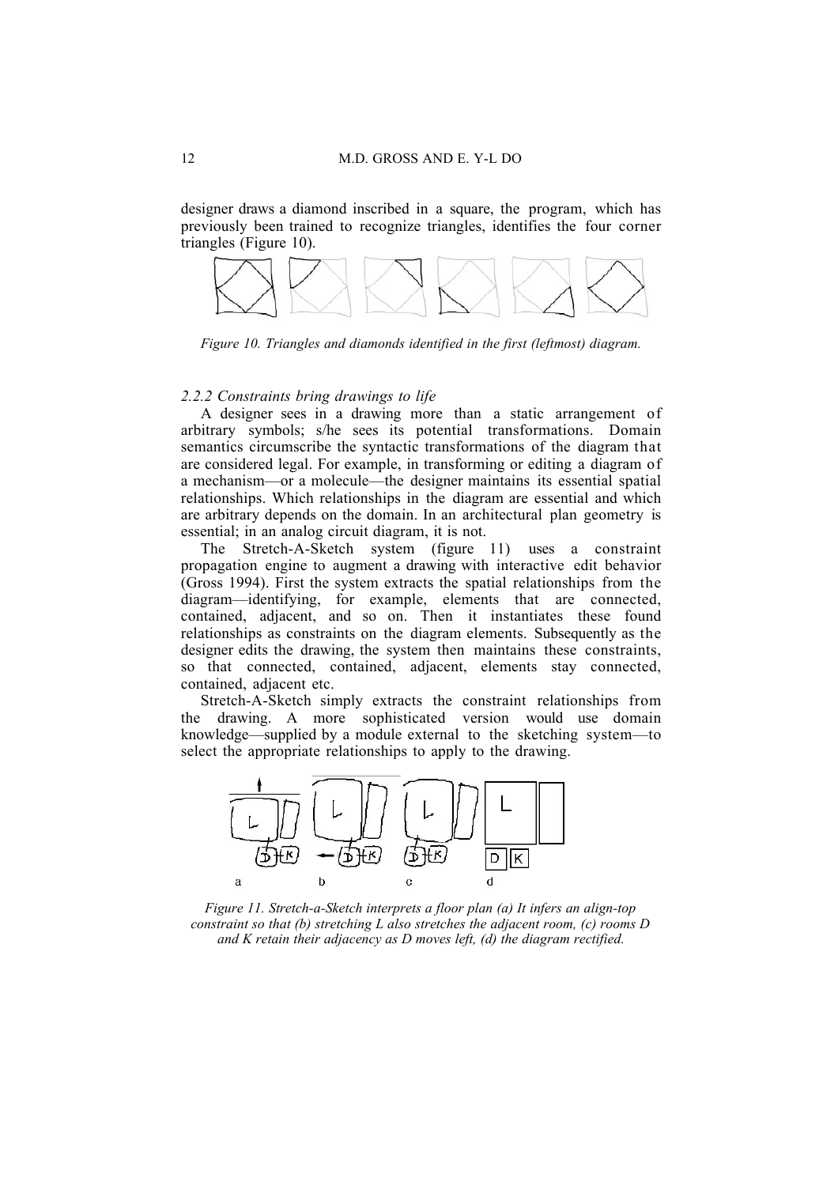designer draws a diamond inscribed in a square, the program, which has previously been trained to recognize triangles, identifies the four corner triangles (Figure 10).

*Figure 10. Triangles and diamonds identified in the first (leftmost) diagram.*

### *2.2.2 Constraints bring drawings to life*

A designer sees in a drawing more than a static arrangement of arbitrary symbols; s/he sees its potential transformations. Domain semantics circumscribe the syntactic transformations of the diagram that are considered legal. For example, in transforming or editing a diagram of a mechanism—or a molecule—the designer maintains its essential spatial relationships. Which relationships in the diagram are essential and which are arbitrary depends on the domain. In an architectural plan geometry is essential; in an analog circuit diagram, it is not.

The Stretch-A-Sketch system (figure 11) uses a constraint propagation engine to augment a drawing with interactive edit behavior (Gross 1994). First the system extracts the spatial relationships from the diagram—identifying, for example, elements that are connected, contained, adjacent, and so on. Then it instantiates these found relationships as constraints on the diagram elements. Subsequently as the designer edits the drawing, the system then maintains these constraints, so that connected, contained, adjacent, elements stay connected, contained, adjacent etc.

Stretch-A-Sketch simply extracts the constraint relationships from the drawing. A more sophisticated version would use domain knowledge—supplied by a module external to the sketching system—to select the appropriate relationships to apply to the drawing.

*Figure 11. Stretch-a-Sketch interprets a floor plan (a) It infers an align-top constraint so that (b) stretching L also stretches the adjacent room, (c) rooms D and K retain their adjacency as D moves left, (d) the diagram rectified.*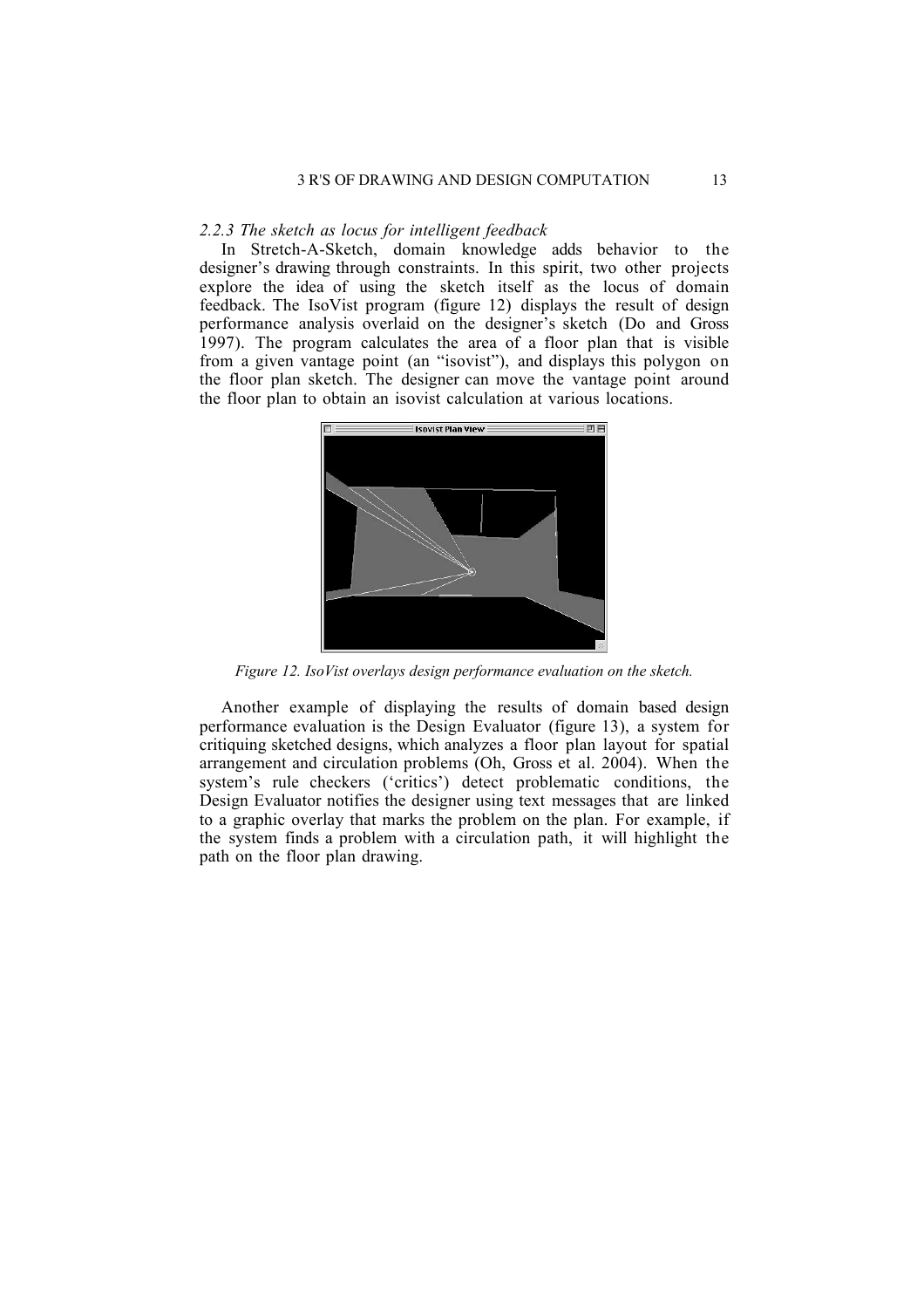*2.2.3 The sketch as locus for intelligent feedback*

In Stretch-A-Sketch, domain knowledge adds behavior to the designer's drawing through constraints. In this spirit, two other projects explore the idea of using the sketch itself as the locus of domain feedback. The IsoVist program (figure 12) displays the result of design performance analysis overlaid on the designer's sketch (Do and Gross 1997). The program calculates the area of a floor plan that is visible from a given vantage point (an "isovist"), and displays this polygon on the floor plan sketch. The designer can move the vantage point around the floor plan to obtain an isovist calculation at various locations.

*Figure 12. IsoVist overlays design performance evaluation on the sketch.*

Another example of displaying the results of domain based design performance evaluation is the Design Evaluator (figure 13), a system for critiquing sketched designs, which analyzes a floor plan layout for spatial arrangement and circulation problems (Oh, Gross et al. 2004). When the system's rule checkers ('critics') detect problematic conditions, the Design Evaluator notifies the designer using text messages that are linked to a graphic overlay that marks the problem on the plan. For example, if the system finds a problem with a circulation path, it will highlight the path on the floor plan drawing.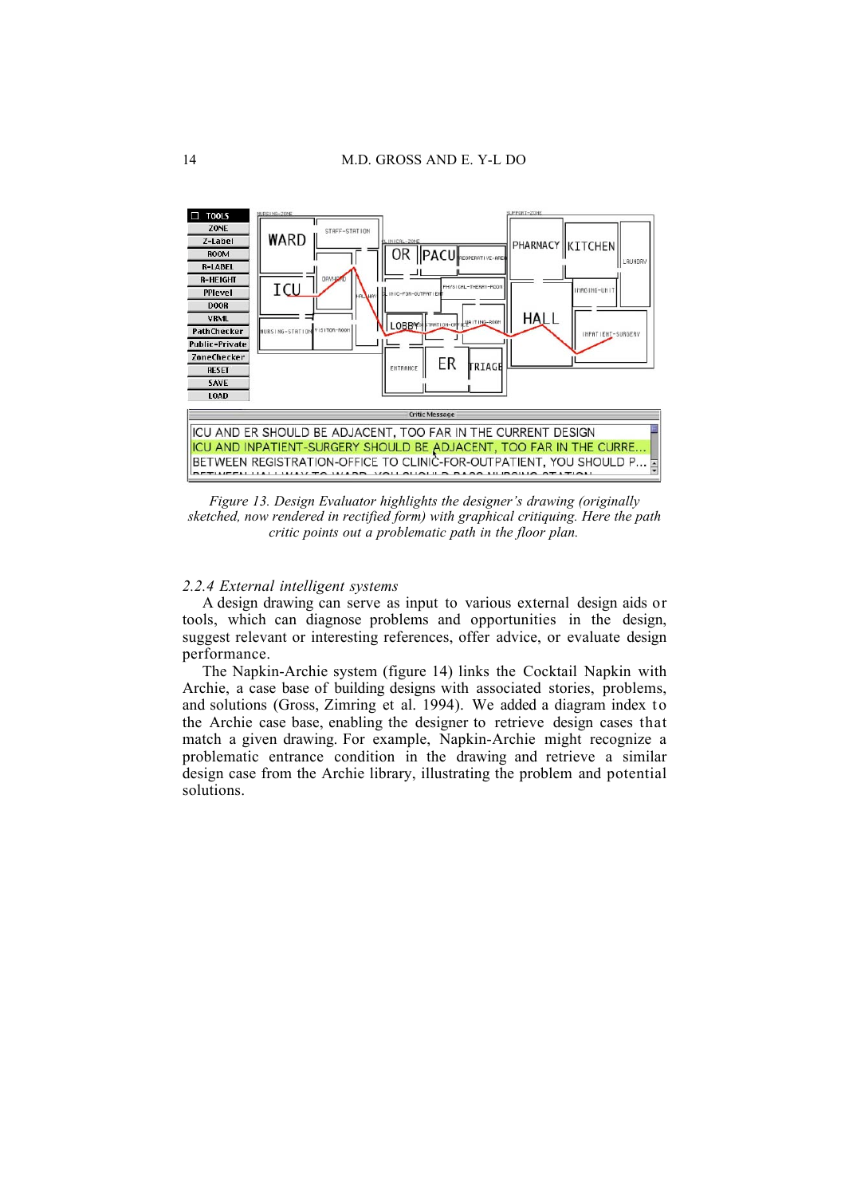*Figure 13. Design Evaluator highlights the designer's drawing (originally sketched, now rendered in rectified form) with graphical critiquing. Here the path critic points out a problematic path in the floor plan.*

### *2.2.4 External intelligent systems*

A design drawing can serve as input to various external design aids or tools, which can diagnose problems and opportunities in the design, suggest relevant or interesting references, offer advice, or evaluate design performance.

The Napkin-Archie system (figure 14) links the Cocktail Napkin with Archie, a case base of building designs with associated stories, problems, and solutions (Gross, Zimring et al. 1994). We added a diagram index to the Archie case base, enabling the designer to retrieve design cases that match a given drawing. For example, Napkin-Archie might recognize a problematic entrance condition in the drawing and retrieve a similar design case from the Archie library, illustrating the problem and potential solutions.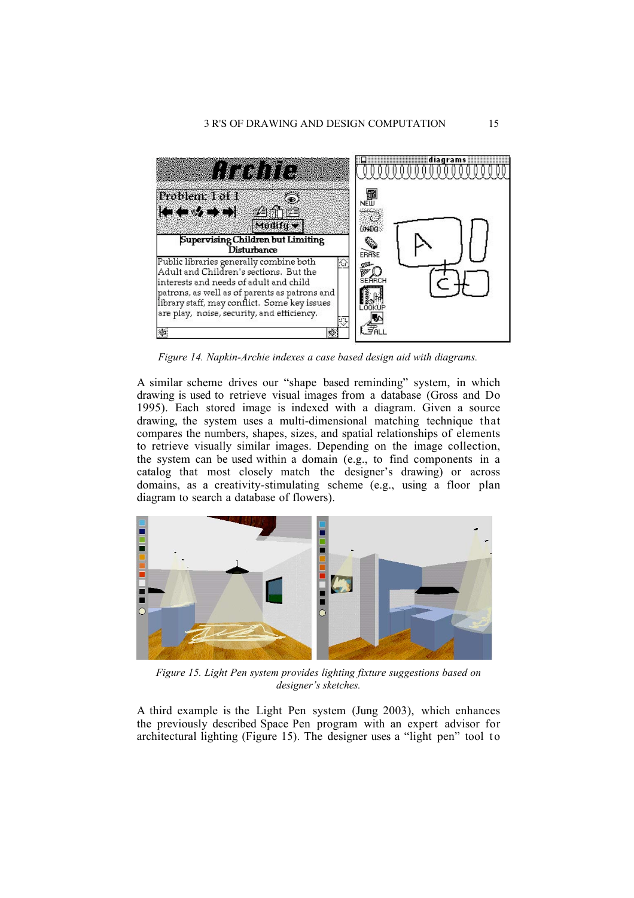Figure 14. Napkin-Archie indexes a case based design aid with diagrams.

A similar scheme drives our "shape based reminding" system, in which drawing is used to retrieve visual images from a database (Gross and Do 1995). Each stored image is indexed with a diagram. Given a source drawing, the system uses a multi-dimensional matching technique that compares the numbers, shapes, sizes, and spatial relationships of elements to retrieve visually similar images. Depending on the image collection, the system can be used within a domain (e.g., to find components in a catalog that most closely match the designer's drawing) or across domains, as a creativity-stimulating scheme (e.g., using a floor plan diagram to search a database of flowers).

Figure 15. Light Pen system provides lighting fixture suggestions based on designer's sketches.

A third example is the Light Pen system (Jung 2003), which enhances the previously described Space Pen program with an expert advisor for architectural lighting (Figure 15). The designer uses a "light pen" tool to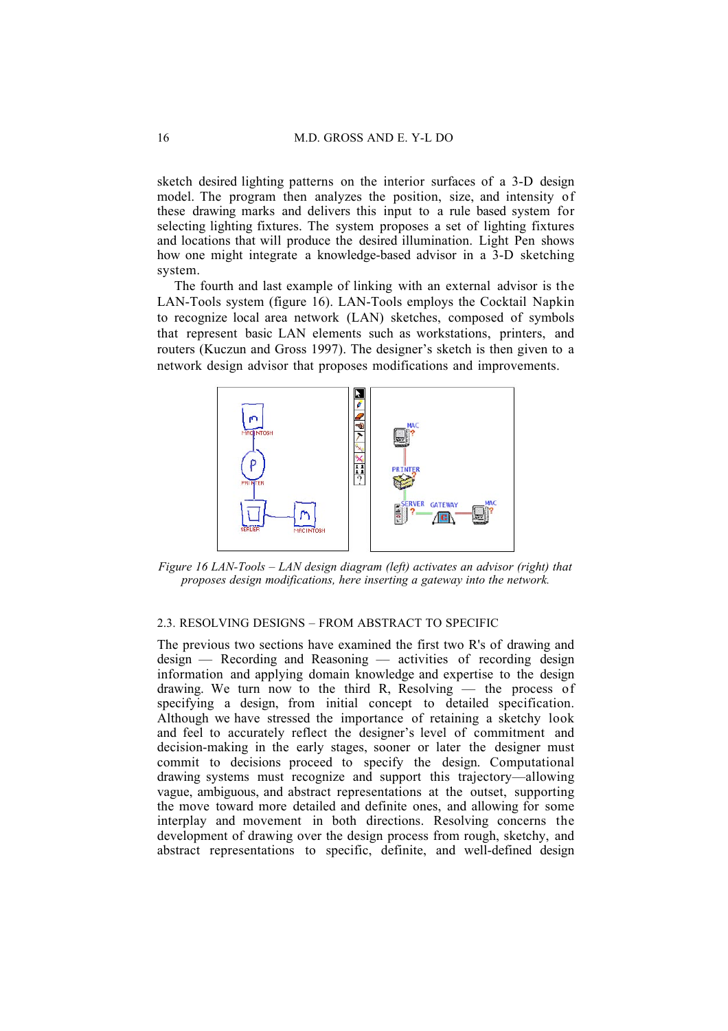sketch desired lighting patterns on the interior surfaces of a 3-D design model. The program then analyzes the position, size, and intensity of these drawing marks and delivers this input to a rule based system for selecting lighting fixtures. The system proposes a set of lighting fixtures and locations that will produce the desired illumination. Light Pen shows how one might integrate a knowledge-based advisor in a 3-D sketching system.

The fourth and last example of linking with an external advisor is the LAN-Tools system (figure 16). LAN-Tools employs the Cocktail Napkin to recognize local area network (LAN) sketches, composed of symbols that represent basic LAN elements such as workstations, printers, and routers (Kuczun and Gross 1997). The designer's sketch is then given to a network design advisor that proposes modifications and improvements.

*Figure 16 LAN-Tools – LAN design diagram (left) activates an advisor (right) that proposes design modifications, here inserting a gateway into the network.*

### 2.3. RESOLVING DESIGNS – FROM ABSTRACT TO SPECIFIC

The previous two sections have examined the first two R's of drawing and design — Recording and Reasoning — activities of recording design information and applying domain knowledge and expertise to the design drawing. We turn now to the third R, Resolving — the process of specifying a design, from initial concept to detailed specification. Although we have stressed the importance of retaining a sketchy look and feel to accurately reflect the designer's level of commitment and decision-making in the early stages, sooner or later the designer must commit to decisions proceed to specify the design. Computational drawing systems must recognize and support this trajectory—allowing vague, ambiguous, and abstract representations at the outset, supporting the move toward more detailed and definite ones, and allowing for some interplay and movement in both directions. Resolving concerns the development of drawing over the design process from rough, sketchy, and abstract representations to specific, definite, and well-defined design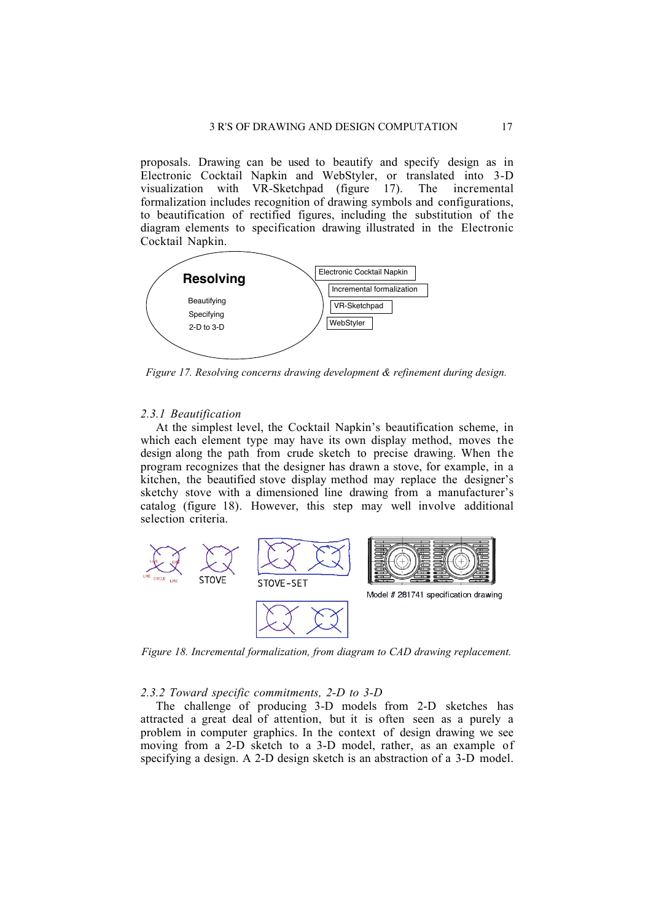proposals. Drawing can be used to beautify and specify design as in Electronic Cocktail Napkin and WebStyler, or translated into 3-D visualization with VR-Sketchpad (figure 17). The incremental formalization includes recognition of drawing symbols and configurations, to beautification of rectified figures, including the substitution of the diagram elements to specification drawing illustrated in the Electronic Cocktail Napkin.

*Figure 17. Resolving concerns drawing development & refinement during design.*

### *2.3.1 Beautification*

At the simplest level, the Cocktail Napkin's beautification scheme, in which each element type may have its own display method, moves the design along the path from crude sketch to precise drawing. When the program recognizes that the designer has drawn a stove, for example, in a kitchen, the beautified stove display method may replace the designer's sketchy stove with a dimensioned line drawing from a manufacturer's catalog (figure 18). However, this step may well involve additional selection criteria.

*Figure 18. Incremental formalization, from diagram to CAD drawing replacement.*

### *2.3.2 Toward specific commitments, 2-D to 3-D*

The challenge of producing 3-D models from 2-D sketches has attracted a great deal of attention, but it is often seen as a purely a problem in computer graphics. In the context of design drawing we see moving from a 2-D sketch to a 3-D model, rather, as an example of specifying a design. A 2-D design sketch is an abstraction of a 3-D model.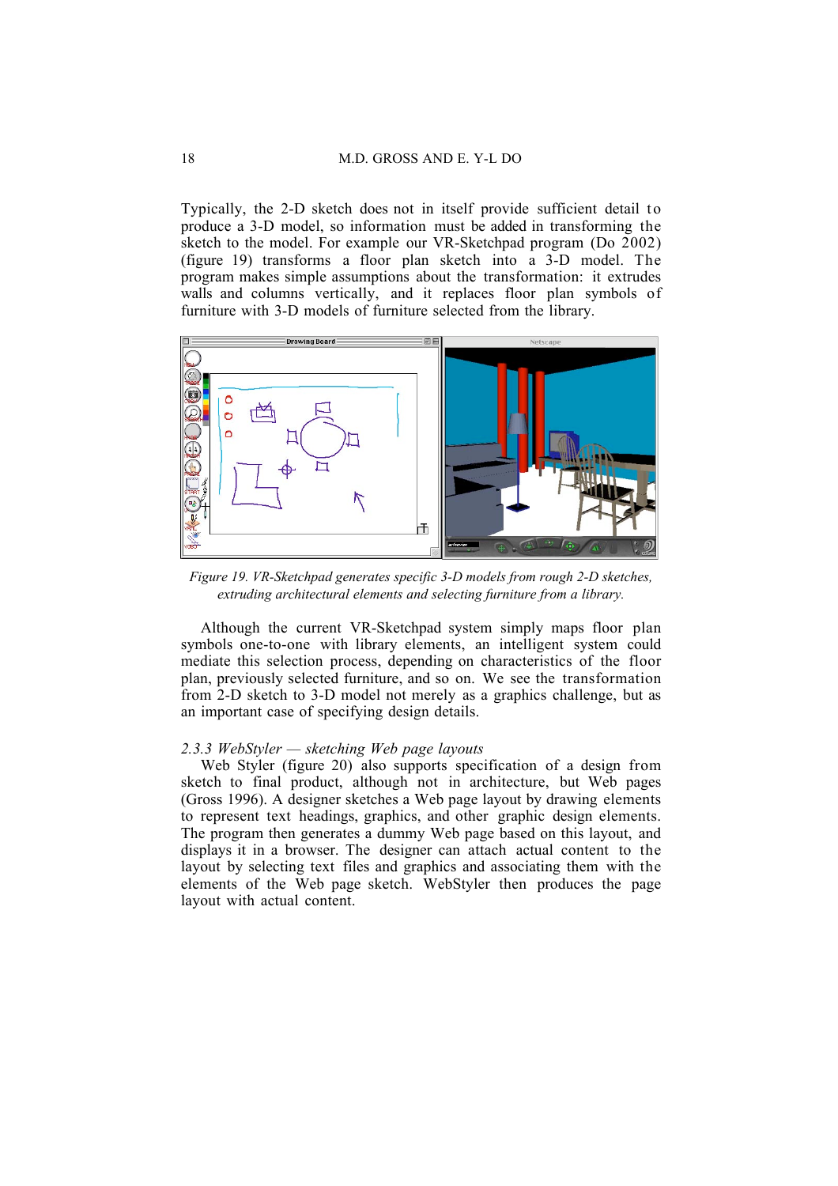Typically, the 2-D sketch does not in itself provide sufficient detail to produce a 3-D model, so information must be added in transforming the sketch to the model. For example our VR-Sketchpad program (Do 2002) (figure 19) transforms a floor plan sketch into a 3-D model. The program makes simple assumptions about the transformation: it extrudes walls and columns vertically, and it replaces floor plan symbols of furniture with 3-D models of furniture selected from the library.

*Figure 19. VR-Sketchpad generates specific 3-D models from rough 2-D sketches, extruding architectural elements and selecting furniture from a library.*

Although the current VR-Sketchpad system simply maps floor plan symbols one-to-one with library elements, an intelligent system could mediate this selection process, depending on characteristics of the floor plan, previously selected furniture, and so on. We see the transformation from 2-D sketch to 3-D model not merely as a graphics challenge, but as an important case of specifying design details.

### *2.3.3 WebStyler — sketching Web page layouts*

Web Styler (figure 20) also supports specification of a design from sketch to final product, although not in architecture, but Web pages (Gross 1996). A designer sketches a Web page layout by drawing elements to represent text headings, graphics, and other graphic design elements. The program then generates a dummy Web page based on this layout, and displays it in a browser. The designer can attach actual content to the layout by selecting text files and graphics and associating them with the elements of the Web page sketch. WebStyler then produces the page layout with actual content.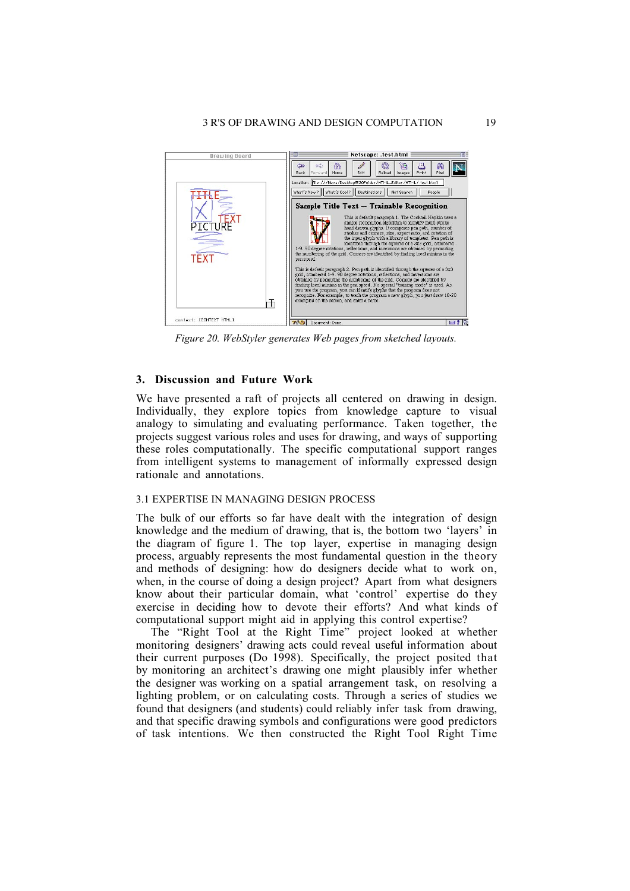*Figure 20. WebStyler generates Web pages from sketched layouts.*

## 3. Discussion and Future Work

We have presented a raft of projects all centered on drawing in design. Individually, they explore topics from knowledge capture to visual analogy to simulating and evaluating performance. Taken together, the projects suggest various roles and uses for drawing, and ways of supporting these roles computationally. The specific computational support ranges from intelligent systems to management of informally expressed design rationale and annotations.

### 3.1 EXPERTISE IN MANAGING DESIGN PROCESS

The bulk of our efforts so far have dealt with the integration of design knowledge and the medium of drawing, that is, the bottom two 'layers' in the diagram of figure 1. The top layer, expertise in managing design process, arguably represents the most fundamental question in the theory and methods of designing: how do designers decide what to work on, when, in the course of doing a design project? Apart from what designers know about their particular domain, what 'control' expertise do they exercise in deciding how to devote their efforts? And what kinds of computational support might aid in applying this control expertise?

The "Right Tool at the Right Time" project looked at whether monitoring designers' drawing acts could reveal useful information about their current purposes (Do 1998). Specifically, the project posited that by monitoring an architect's drawing one might plausibly infer whether the designer was working on a spatial arrangement task, on resolving a lighting problem, or on calculating costs. Through a series of studies we found that designers (and students) could reliably infer task from drawing, and that specific drawing symbols and configurations were good predictors of task intentions. We then constructed the Right Tool Right Time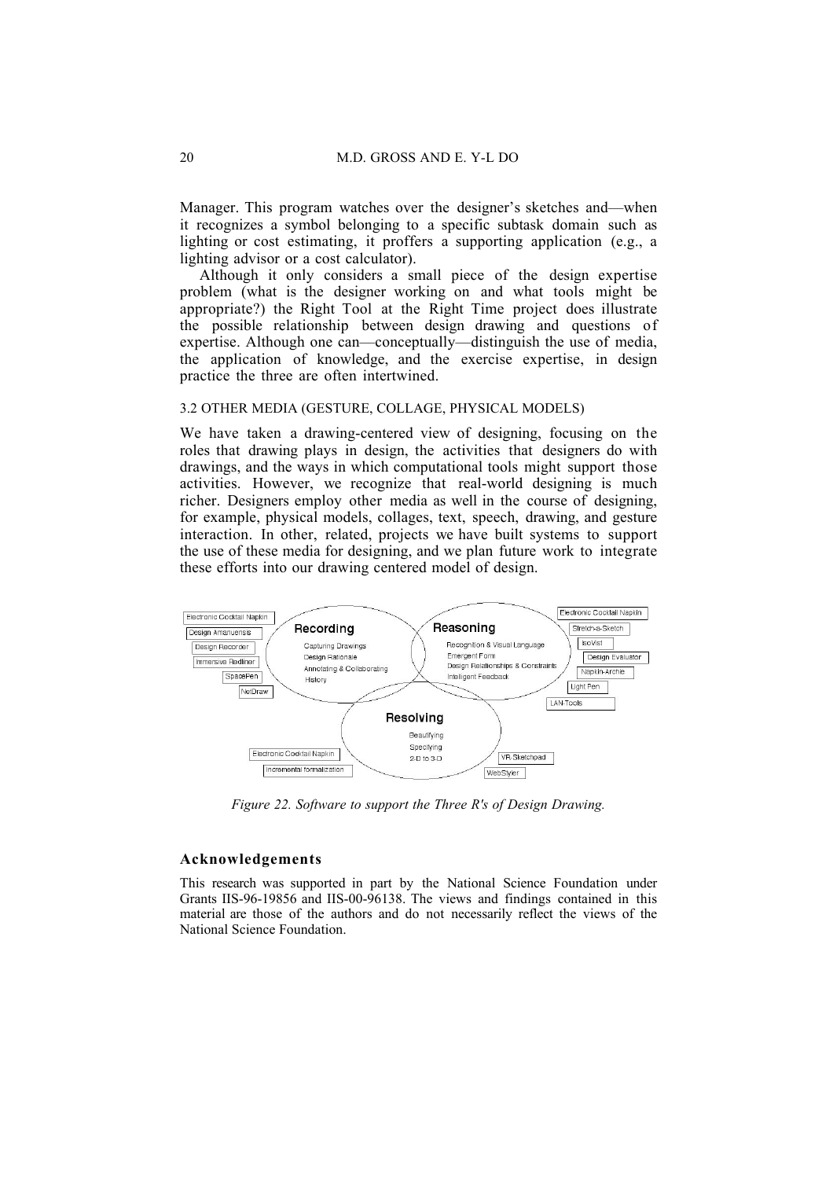Manager. This program watches over the designer's sketches and—when it recognizes a symbol belonging to a specific subtask domain such as lighting or cost estimating, it proffers a supporting application (e.g., a lighting advisor or a cost calculator).

Although it only considers a small piece of the design expertise problem (what is the designer working on and what tools might be appropriate?) the Right Tool at the Right Time project does illustrate the possible relationship between design drawing and questions of expertise. Although one can—conceptually—distinguish the use of media, the application of knowledge, and the exercise expertise, in design practice the three are often intertwined.

### 3.2 OTHER MEDIA (GESTURE, COLLAGE, PHYSICAL MODELS)

We have taken a drawing-centered view of designing, focusing on the roles that drawing plays in design, the activities that designers do with drawings, and the ways in which computational tools might support those activities. However, we recognize that real-world designing is much richer. Designers employ other media as well in the course of designing, for example, physical models, collages, text, speech, drawing, and gesture interaction. In other, related, projects we have built systems to support the use of these media for designing, and we plan future work to integrate these efforts into our drawing centered model of design.

*Figure 22. Software to support the Three R's of Design Drawing.*

## Acknowledgements

This research was supported in part by the National Science Foundation under Grants IIS-96-19856 and IIS-00-96138. The views and findings contained in this material are those of the authors and do not necessarily reflect the views of the National Science Foundation.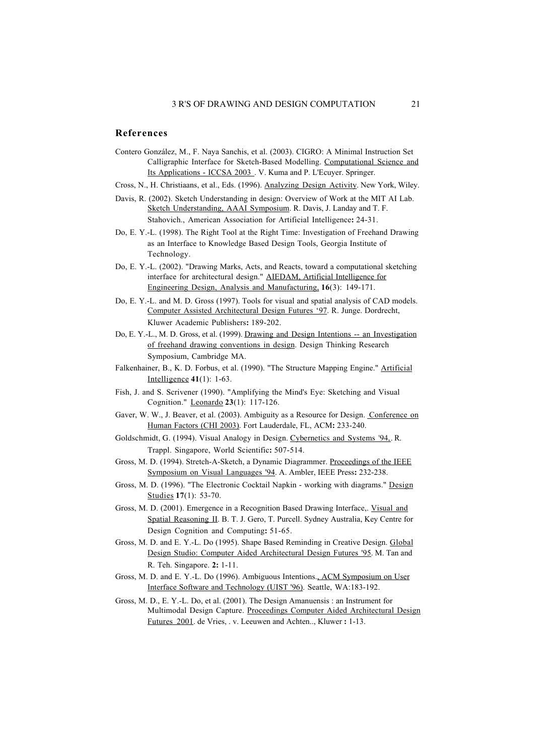## References

Contero González, M., F. Naya Sanchis, et al. (2003). CIGRO: A Minimal Instruction Set Calligraphic Interface for Sketch-Based Modelling. Computational Science and Its Applications - ICCSA 2003 . V. Kuma and P. L'Ecuyer. Springer.

Cross, N., H. Christiaans, et al., Eds. (1996). Analyzing Design Activity. New York, Wiley.

Davis, R. (2002). Sketch Understanding in design: Overview of Work at the MIT AI Lab. Sketch Understanding, AAAI Symposium. R. Davis, J. Landay and T. F. Stahovich., American Association for Artificial Intelligence**:** 24-31.

Do, E. Y.-L. (1998). The Right Tool at the Right Time: Investigation of Freehand Drawing as an Interface to Knowledge Based Design Tools, Georgia Institute of Technology.

Do, E. Y.-L. (2002). "Drawing Marks, Acts, and Reacts, toward a computational sketching interface for architectural design." AIEDAM, Artificial Intelligence for Engineering Design, Analysis and Manufacturing, **16**(3): 149-171.

Do, E. Y.-L. and M. D. Gross (1997). Tools for visual and spatial analysis of CAD models. Computer Assisted Architectural Design Futures '97. R. Junge. Dordrecht, Kluwer Academic Publishers**:** 189-202.

Do, E. Y.-L., M. D. Gross, et al. (1999). Drawing and Design Intentions -- an Investigation of freehand drawing conventions in design. Design Thinking Research Symposium, Cambridge MA.

Falkenhainer, B., K. D. Forbus, et al. (1990). "The Structure Mapping Engine." Artificial Intelligence **41**(1): 1-63.

Fish, J. and S. Scrivener (1990). "Amplifying the Mind's Eye: Sketching and Visual Cognition." Leonardo **23**(1): 117-126.

Gaver, W. W., J. Beaver, et al. (2003). Ambiguity as a Resource for Design. Conference on Human Factors (CHI 2003). Fort Lauderdale, FL, ACM**:** 233-240.

Goldschmidt, G. (1994). Visual Analogy in Design. Cybernetics and Systems '94,. R. Trappl. Singapore, World Scientific**:** 507-514.

Gross, M. D. (1994). Stretch-A-Sketch, a Dynamic Diagrammer. Proceedings of the IEEE Symposium on Visual Languages '94. A. Ambler, IEEE Press**:** 232-238.

Gross, M. D. (1996). "The Electronic Cocktail Napkin - working with diagrams." Design Studies **17**(1): 53-70.

Gross, M. D. (2001). Emergence in a Recognition Based Drawing Interface,. Visual and Spatial Reasoning II. B. T. J. Gero, T. Purcell. Sydney Australia, Key Centre for Design Cognition and Computing**:** 51-65.

Gross, M. D. and E. Y.-L. Do (1995). Shape Based Reminding in Creative Design. Global Design Studio: Computer Aided Architectural Design Futures '95. M. Tan and R. Teh. Singapore. **2:** 1-11.

Gross, M. D. and E. Y.-L. Do (1996). Ambiguous Intentions., ACM Symposium on User Interface Software and Technology (UIST '96). Seattle, WA:183-192.

Gross, M. D., E. Y.-L. Do, et al. (2001). The Design Amanuensis : an Instrument for Multimodal Design Capture. Proceedings Computer Aided Architectural Design Futures 2001. de Vries, . v. Leeuwen and Achten.., Kluwer **:** 1-13.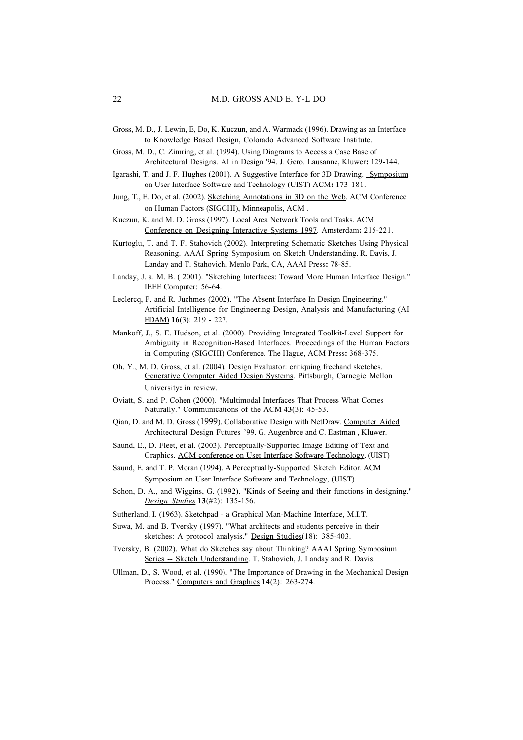Gross, M. D., J. Lewin, E, Do, K. Kuczun, and A. Warmack (1996). Drawing as an Interface to Knowledge Based Design, Colorado Advanced Software Institute.

Gross, M. D., C. Zimring, et al. (1994). Using Diagrams to Access a Case Base of Architectural Designs. AI in Design '94. J. Gero. Lausanne, Kluwer**:** 129-144.

Igarashi, T. and J. F. Hughes (2001). A Suggestive Interface for 3D Drawing. Symposium on User Interface Software and Technology (UIST) ACM**:** 173-181.

Jung, T., E. Do, et al. (2002). Sketching Annotations in 3D on the Web. ACM Conference on Human Factors (SIGCHI), Minneapolis, ACM .

Kuczun, K. and M. D. Gross (1997). Local Area Network Tools and Tasks. ACM Conference on Designing Interactive Systems 1997. Amsterdam**:** 215-221.

Kurtoglu, T. and T. F. Stahovich (2002). Interpreting Schematic Sketches Using Physical Reasoning. AAAI Spring Symposium on Sketch Understanding. R. Davis, J. Landay and T. Stahovich. Menlo Park, CA, AAAI Press**:** 78-85.

Landay, J. a. M. B. ( 2001). "Sketching Interfaces: Toward More Human Interface Design." IEEE Computer: 56-64.

Leclercq, P. and R. Juchmes (2002). "The Absent Interface In Design Engineering." Artificial Intelligence for Engineering Design, Analysis and Manufacturing (AI EDAM) **16**(3): 219 - 227.

Mankoff, J., S. E. Hudson, et al. (2000). Providing Integrated Toolkit-Level Support for Ambiguity in Recognition-Based Interfaces. Proceedings of the Human Factors in Computing (SIGCHI) Conference. The Hague, ACM Press**:** 368-375.

Oh, Y., M. D. Gross, et al. (2004). Design Evaluator: critiquing freehand sketches. Generative Computer Aided Design Systems. Pittsburgh, Carnegie Mellon University**:** in review.

Oviatt, S. and P. Cohen (2000). "Multimodal Interfaces That Process What Comes Naturally." Communications of the ACM **43**(3): 45-53.

Qian, D. and M. D. Gross (1999). Collaborative Design with NetDraw. Computer Aided Architectural Design Futures '99. G. Augenbroe and C. Eastman , Kluwer.

Saund, E., D. Fleet, et al. (2003). Perceptually-Supported Image Editing of Text and Graphics. ACM conference on User Interface Software Technology. (UIST)

Saund, E. and T. P. Moran (1994). A Perceptually-Supported Sketch Editor. ACM Symposium on User Interface Software and Technology, (UIST) .

Schon, D. A., and Wiggins, G. (1992). "Kinds of Seeing and their functions in designing." *Design Studies* **13**(#2): 135-156.

Sutherland, I. (1963). Sketchpad - a Graphical Man-Machine Interface, M.I.T.

Suwa, M. and B. Tversky (1997). "What architects and students perceive in their sketches: A protocol analysis." Design Studies(18): 385-403.

Tversky, B. (2002). What do Sketches say about Thinking? AAAI Spring Symposium Series -- Sketch Understanding. T. Stahovich, J. Landay and R. Davis.

Ullman, D., S. Wood, et al. (1990). "The Importance of Drawing in the Mechanical Design Process." Computers and Graphics **14**(2): 263-274.